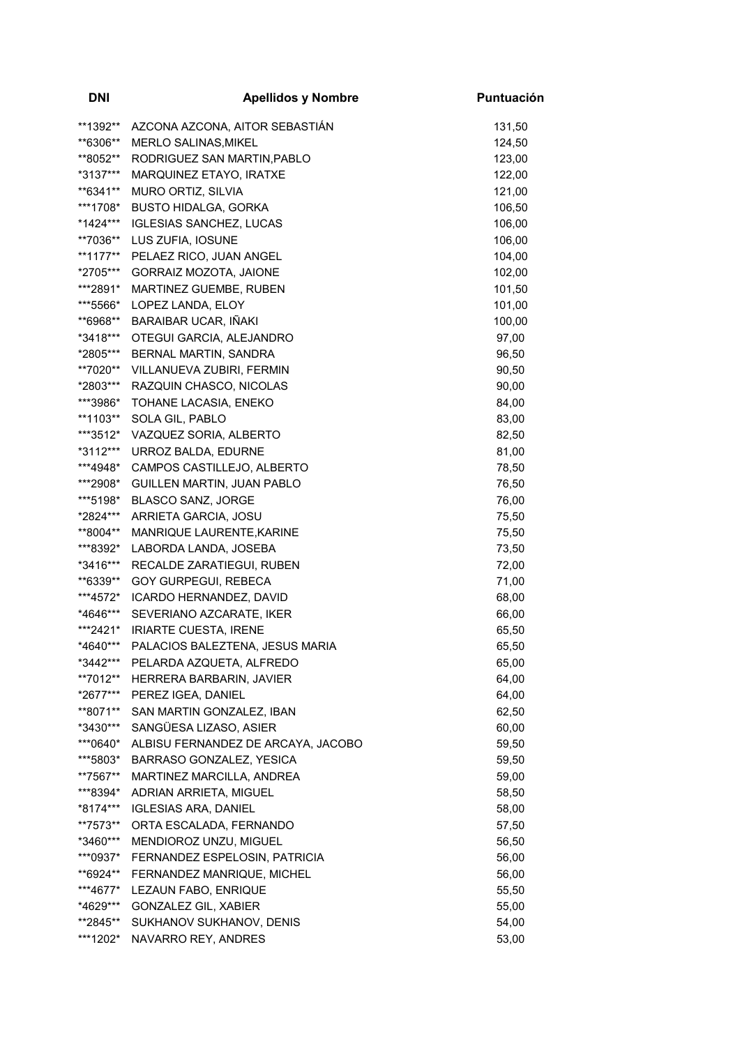| DNI | Apellidos y Nombre | Puntuación |
|---|---|---|
| **1392** | AZCONA AZCONA, AITOR SEBASTIÁN | 131,50 |
| **6306** | MERLO SALINAS,MIKEL | 124,50 |
| **8052** | RODRIGUEZ SAN MARTIN,PABLO | 123,00 |
| *3137*** | MARQUINEZ ETAYO, IRATXE | 122,00 |
| **6341** | MURO ORTIZ, SILVIA | 121,00 |
| ***1708* | BUSTO HIDALGA, GORKA | 106,50 |
| *1424*** | IGLESIAS SANCHEZ, LUCAS | 106,00 |
| **7036** | LUS ZUFIA, IOSUNE | 106,00 |
| **1177** | PELAEZ RICO, JUAN ANGEL | 104,00 |
| *2705*** | GORRAIZ MOZOTA, JAIONE | 102,00 |
| ***2891* | MARTINEZ GUEMBE, RUBEN | 101,50 |
| ***5566* | LOPEZ LANDA, ELOY | 101,00 |
| **6968** | BARAIBAR UCAR, IÑAKI | 100,00 |
| *3418*** | OTEGUI GARCIA, ALEJANDRO | 97,00 |
| *2805*** | BERNAL MARTIN, SANDRA | 96,50 |
| **7020** | VILLANUEVA ZUBIRI, FERMIN | 90,50 |
| *2803*** | RAZQUIN CHASCO, NICOLAS | 90,00 |
| ***3986* | TOHANE LACASIA, ENEKO | 84,00 |
| **1103** | SOLA GIL, PABLO | 83,00 |
| ***3512* | VAZQUEZ SORIA, ALBERTO | 82,50 |
| *3112*** | URROZ BALDA, EDURNE | 81,00 |
| ***4948* | CAMPOS CASTILLEJO, ALBERTO | 78,50 |
| ***2908* | GUILLEN MARTIN, JUAN PABLO | 76,50 |
| ***5198* | BLASCO SANZ, JORGE | 76,00 |
| *2824*** | ARRIETA GARCIA, JOSU | 75,50 |
| **8004** | MANRIQUE LAURENTE,KARINE | 75,50 |
| ***8392* | LABORDA LANDA, JOSEBA | 73,50 |
| *3416*** | RECALDE ZARATIEGUI, RUBEN | 72,00 |
| **6339** | GOY GURPEGUI, REBECA | 71,00 |
| ***4572* | ICARDO HERNANDEZ, DAVID | 68,00 |
| *4646*** | SEVERIANO AZCARATE, IKER | 66,00 |
| ***2421* | IRIARTE CUESTA, IRENE | 65,50 |
| *4640*** | PALACIOS BALEZTENA, JESUS MARIA | 65,50 |
| *3442*** | PELARDA AZQUETA, ALFREDO | 65,00 |
| **7012** | HERRERA BARBARIN, JAVIER | 64,00 |
| *2677*** | PEREZ IGEA, DANIEL | 64,00 |
| **8071** | SAN MARTIN GONZALEZ, IBAN | 62,50 |
| *3430*** | SANGÜESA LIZASO, ASIER | 60,00 |
| ***0640* | ALBISU FERNANDEZ DE ARCAYA, JACOBO | 59,50 |
| ***5803* | BARRASO GONZALEZ, YESICA | 59,50 |
| **7567** | MARTINEZ MARCILLA, ANDREA | 59,00 |
| ***8394* | ADRIAN ARRIETA, MIGUEL | 58,50 |
| *8174*** | IGLESIAS ARA, DANIEL | 58,00 |
| **7573** | ORTA ESCALADA, FERNANDO | 57,50 |
| *3460*** | MENDIOROZ UNZU, MIGUEL | 56,50 |
| ***0937* | FERNANDEZ ESPELOSIN, PATRICIA | 56,00 |
| **6924** | FERNANDEZ MANRIQUE, MICHEL | 56,00 |
| ***4677* | LEZAUN FABO, ENRIQUE | 55,50 |
| *4629*** | GONZALEZ GIL, XABIER | 55,00 |
| **2845** | SUKHANOV SUKHANOV, DENIS | 54,00 |
| ***1202* | NAVARRO REY, ANDRES | 53,00 |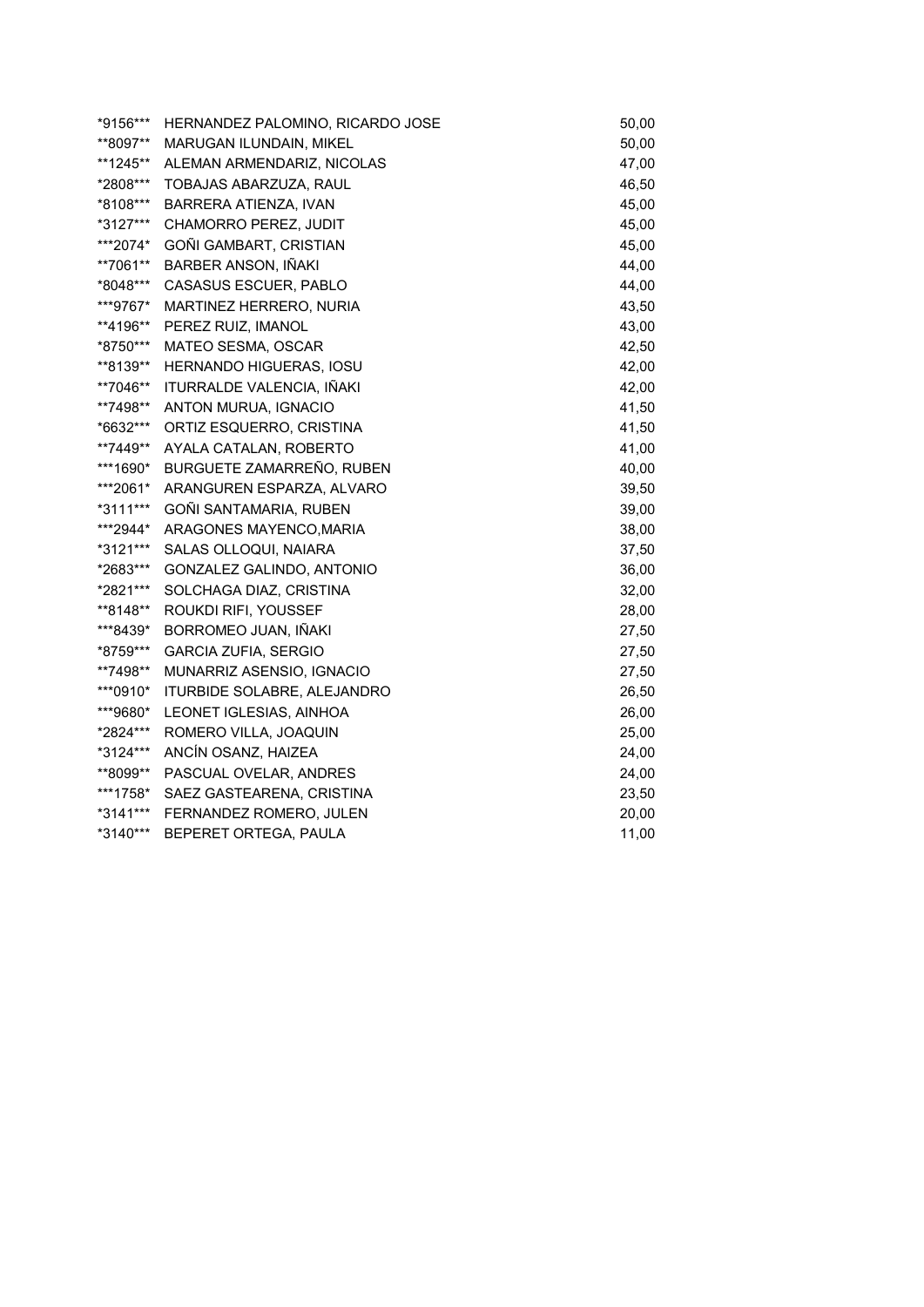| | | |
|---|---|---|
| *9156*** | HERNANDEZ PALOMINO, RICARDO JOSE | 50,00 |
| **8097** | MARUGAN ILUNDAIN, MIKEL | 50,00 |
| **1245** | ALEMAN ARMENDARIZ, NICOLAS | 47,00 |
| *2808*** | TOBAJAS ABARZUZA, RAUL | 46,50 |
| *8108*** | BARRERA ATIENZA, IVAN | 45,00 |
| *3127*** | CHAMORRO PEREZ, JUDIT | 45,00 |
| ***2074* | GOÑI GAMBART, CRISTIAN | 45,00 |
| **7061** | BARBER ANSON, IÑAKI | 44,00 |
| *8048*** | CASASUS ESCUER, PABLO | 44,00 |
| ***9767* | MARTINEZ HERRERO, NURIA | 43,50 |
| **4196** | PEREZ RUIZ, IMANOL | 43,00 |
| *8750*** | MATEO SESMA, OSCAR | 42,50 |
| **8139** | HERNANDO HIGUERAS, IOSU | 42,00 |
| **7046** | ITURRALDE VALENCIA, IÑAKI | 42,00 |
| **7498** | ANTON MURUA, IGNACIO | 41,50 |
| *6632*** | ORTIZ ESQUERRO, CRISTINA | 41,50 |
| **7449** | AYALA CATALAN, ROBERTO | 41,00 |
| ***1690* | BURGUETE ZAMARREÑO, RUBEN | 40,00 |
| ***2061* | ARANGUREN ESPARZA, ALVARO | 39,50 |
| *3111*** | GOÑI SANTAMARIA, RUBEN | 39,00 |
| ***2944* | ARAGONES MAYENCO,MARIA | 38,00 |
| *3121*** | SALAS OLLOQUI, NAIARA | 37,50 |
| *2683*** | GONZALEZ GALINDO, ANTONIO | 36,00 |
| *2821*** | SOLCHAGA DIAZ, CRISTINA | 32,00 |
| **8148** | ROUKDI RIFI, YOUSSEF | 28,00 |
| ***8439* | BORROMEO JUAN, IÑAKI | 27,50 |
| *8759*** | GARCIA ZUFIA, SERGIO | 27,50 |
| **7498** | MUNARRIZ ASENSIO, IGNACIO | 27,50 |
| ***0910* | ITURBIDE SOLABRE, ALEJANDRO | 26,50 |
| ***9680* | LEONET IGLESIAS, AINHOA | 26,00 |
| *2824*** | ROMERO VILLA, JOAQUIN | 25,00 |
| *3124*** | ANCÍN OSANZ, HAIZEA | 24,00 |
| **8099** | PASCUAL OVELAR, ANDRES | 24,00 |
| ***1758* | SAEZ GASTEARENA, CRISTINA | 23,50 |
| *3141*** | FERNANDEZ ROMERO, JULEN | 20,00 |
| *3140*** | BEPERET ORTEGA, PAULA | 11,00 |